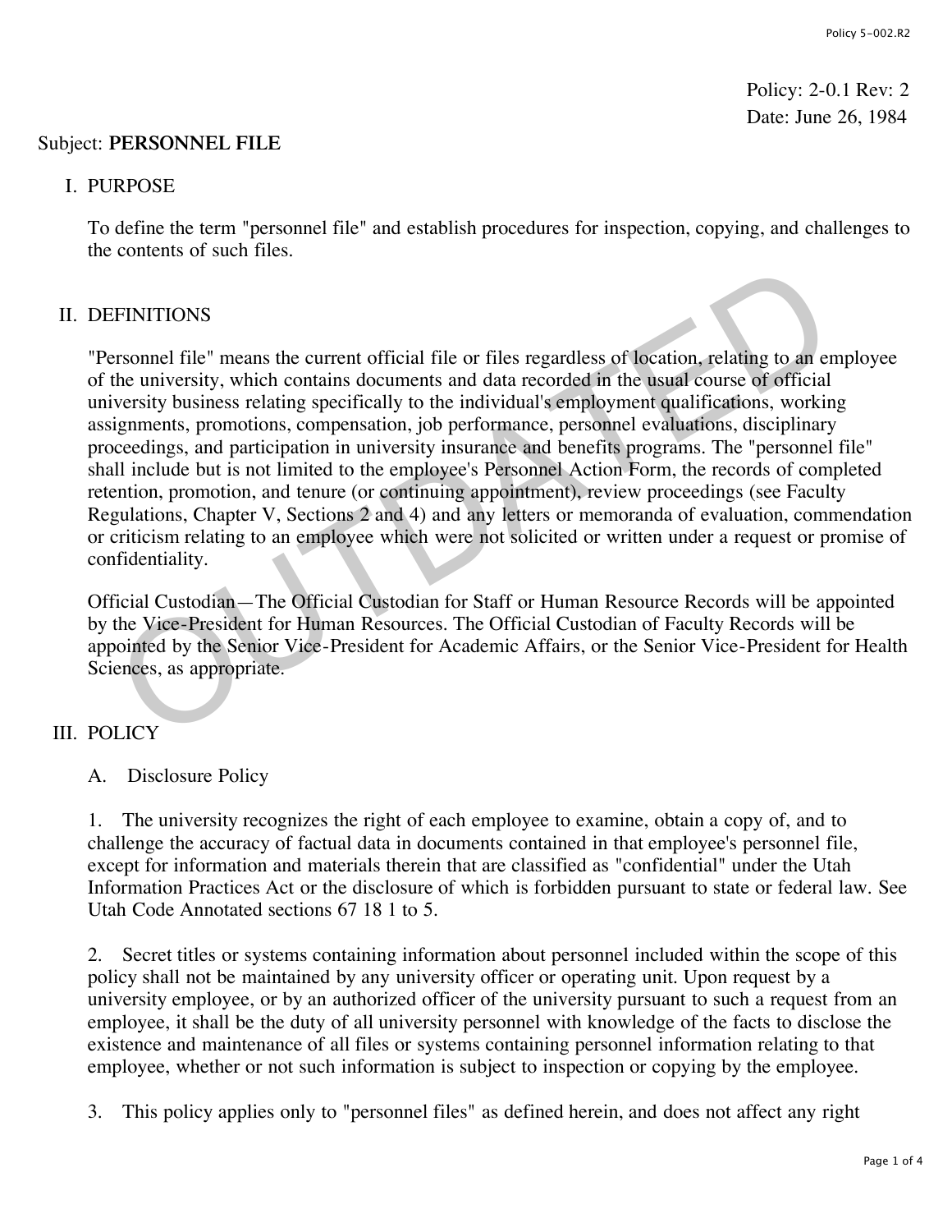Policy: 2-0.1 Rev: 2
Date: June 26, 1984

Subject: **PERSONNEL FILE**

## I. PURPOSE

To define the term "personnel file" and establish procedures for inspection, copying, and challenges to the contents of such files.

## II. DEFINITIONS

"Personnel file" means the current official file or files regardless of location, relating to an employee of the university, which contains documents and data recorded in the usual course of official university business relating specifically to the individual's employment qualifications, working assignments, promotions, compensation, job performance, personnel evaluations, disciplinary proceedings, and participation in university insurance and benefits programs. The "personnel file" shall include but is not limited to the employee's Personnel Action Form, the records of completed retention, promotion, and tenure (or continuing appointment), review proceedings (see Faculty Regulations, Chapter V, Sections 2 and 4) and any letters or memoranda of evaluation, commendation or criticism relating to an employee which were not solicited or written under a request or promise of confidentiality.

Official Custodian—The Official Custodian for Staff or Human Resource Records will be appointed by the Vice-President for Human Resources. The Official Custodian of Faculty Records will be appointed by the Senior Vice-President for Academic Affairs, or the Senior Vice-President for Health Sciences, as appropriate.

## III. POLICY

A. Disclosure Policy

1. The university recognizes the right of each employee to examine, obtain a copy of, and to challenge the accuracy of factual data in documents contained in that employee's personnel file, except for information and materials therein that are classified as "confidential" under the Utah Information Practices Act or the disclosure of which is forbidden pursuant to state or federal law. See Utah Code Annotated sections 67 18 1 to 5.

2. Secret titles or systems containing information about personnel included within the scope of this policy shall not be maintained by any university officer or operating unit. Upon request by a university employee, or by an authorized officer of the university pursuant to such a request from an employee, it shall be the duty of all university personnel with knowledge of the facts to disclose the existence and maintenance of all files or systems containing personnel information relating to that employee, whether or not such information is subject to inspection or copying by the employee.

3. This policy applies only to "personnel files" as defined herein, and does not affect any right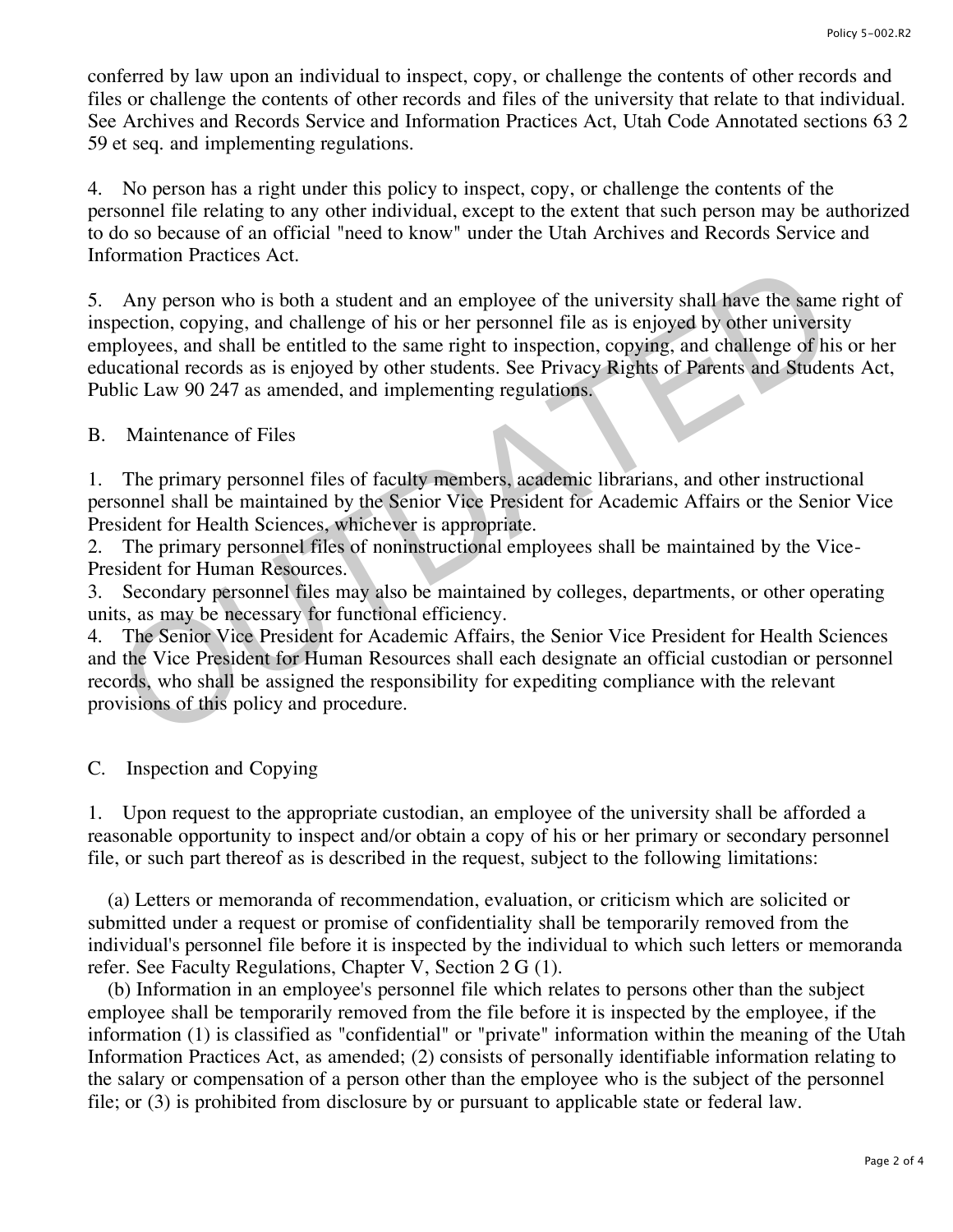conferred by law upon an individual to inspect, copy, or challenge the contents of other records and files or challenge the contents of other records and files of the university that relate to that individual. See Archives and Records Service and Information Practices Act, Utah Code Annotated sections 63 2 59 et seq. and implementing regulations.

4. No person has a right under this policy to inspect, copy, or challenge the contents of the personnel file relating to any other individual, except to the extent that such person may be authorized to do so because of an official "need to know" under the Utah Archives and Records Service and Information Practices Act.

5. Any person who is both a student and an employee of the university shall have the same right of inspection, copying, and challenge of his or her personnel file as is enjoyed by other university employees, and shall be entitled to the same right to inspection, copying, and challenge of his or her educational records as is enjoyed by other students. See Privacy Rights of Parents and Students Act, Public Law 90 247 as amended, and implementing regulations.

B. Maintenance of Files

1. The primary personnel files of faculty members, academic librarians, and other instructional personnel shall be maintained by the Senior Vice President for Academic Affairs or the Senior Vice President for Health Sciences, whichever is appropriate.
2. The primary personnel files of noninstructional employees shall be maintained by the Vice-President for Human Resources.
3. Secondary personnel files may also be maintained by colleges, departments, or other operating units, as may be necessary for functional efficiency.
4. The Senior Vice President for Academic Affairs, the Senior Vice President for Health Sciences and the Vice President for Human Resources shall each designate an official custodian or personnel records, who shall be assigned the responsibility for expediting compliance with the relevant provisions of this policy and procedure.

C. Inspection and Copying

1. Upon request to the appropriate custodian, an employee of the university shall be afforded a reasonable opportunity to inspect and/or obtain a copy of his or her primary or secondary personnel file, or such part thereof as is described in the request, subject to the following limitations:

(a) Letters or memoranda of recommendation, evaluation, or criticism which are solicited or submitted under a request or promise of confidentiality shall be temporarily removed from the individual's personnel file before it is inspected by the individual to which such letters or memoranda refer. See Faculty Regulations, Chapter V, Section 2 G (1).

(b) Information in an employee's personnel file which relates to persons other than the subject employee shall be temporarily removed from the file before it is inspected by the employee, if the information (1) is classified as "confidential" or "private" information within the meaning of the Utah Information Practices Act, as amended; (2) consists of personally identifiable information relating to the salary or compensation of a person other than the employee who is the subject of the personnel file; or (3) is prohibited from disclosure by or pursuant to applicable state or federal law.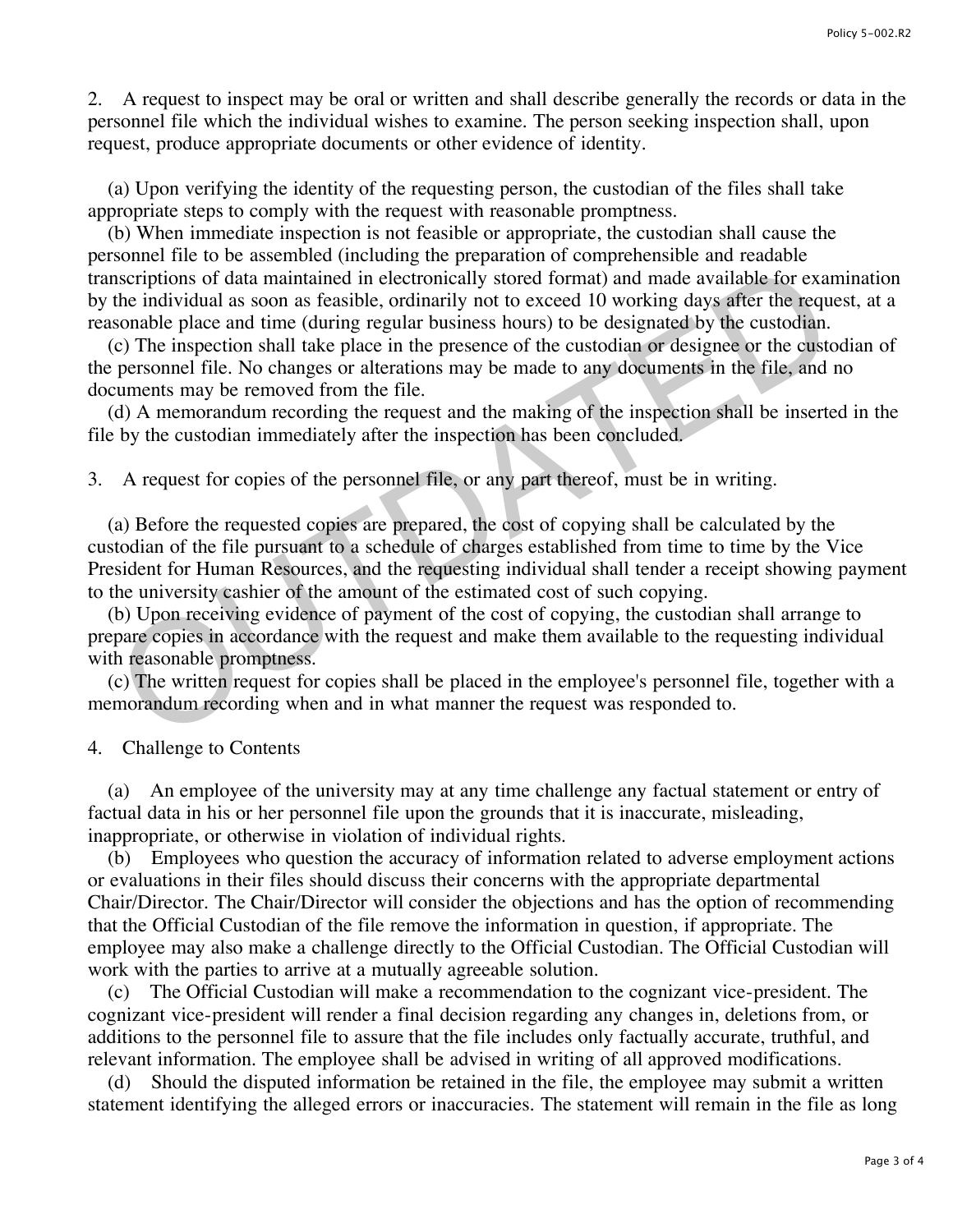2. A request to inspect may be oral or written and shall describe generally the records or data in the personnel file which the individual wishes to examine. The person seeking inspection shall, upon request, produce appropriate documents or other evidence of identity.

(a) Upon verifying the identity of the requesting person, the custodian of the files shall take appropriate steps to comply with the request with reasonable promptness.

(b) When immediate inspection is not feasible or appropriate, the custodian shall cause the personnel file to be assembled (including the preparation of comprehensible and readable transcriptions of data maintained in electronically stored format) and made available for examination by the individual as soon as feasible, ordinarily not to exceed 10 working days after the request, at a reasonable place and time (during regular business hours) to be designated by the custodian.

(c) The inspection shall take place in the presence of the custodian or designee or the custodian of the personnel file. No changes or alterations may be made to any documents in the file, and no documents may be removed from the file.

(d) A memorandum recording the request and the making of the inspection shall be inserted in the file by the custodian immediately after the inspection has been concluded.

3. A request for copies of the personnel file, or any part thereof, must be in writing.

(a) Before the requested copies are prepared, the cost of copying shall be calculated by the custodian of the file pursuant to a schedule of charges established from time to time by the Vice President for Human Resources, and the requesting individual shall tender a receipt showing payment to the university cashier of the amount of the estimated cost of such copying.

(b) Upon receiving evidence of payment of the cost of copying, the custodian shall arrange to prepare copies in accordance with the request and make them available to the requesting individual with reasonable promptness.

(c) The written request for copies shall be placed in the employee's personnel file, together with a memorandum recording when and in what manner the request was responded to.

4. Challenge to Contents

(a) An employee of the university may at any time challenge any factual statement or entry of factual data in his or her personnel file upon the grounds that it is inaccurate, misleading, inappropriate, or otherwise in violation of individual rights.

(b) Employees who question the accuracy of information related to adverse employment actions or evaluations in their files should discuss their concerns with the appropriate departmental Chair/Director. The Chair/Director will consider the objections and has the option of recommending that the Official Custodian of the file remove the information in question, if appropriate. The employee may also make a challenge directly to the Official Custodian. The Official Custodian will work with the parties to arrive at a mutually agreeable solution.

(c) The Official Custodian will make a recommendation to the cognizant vice-president. The cognizant vice-president will render a final decision regarding any changes in, deletions from, or additions to the personnel file to assure that the file includes only factually accurate, truthful, and relevant information. The employee shall be advised in writing of all approved modifications.

(d) Should the disputed information be retained in the file, the employee may submit a written statement identifying the alleged errors or inaccuracies. The statement will remain in the file as long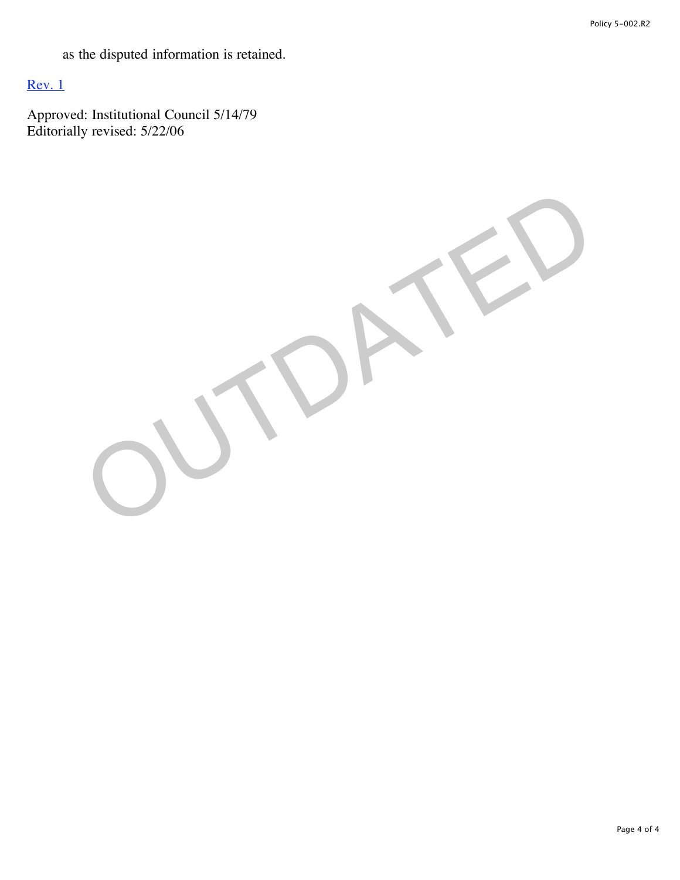as the disputed information is retained.

Rev. 1

Approved: Institutional Council 5/14/79
Editorially revised: 5/22/06

OUTDATED